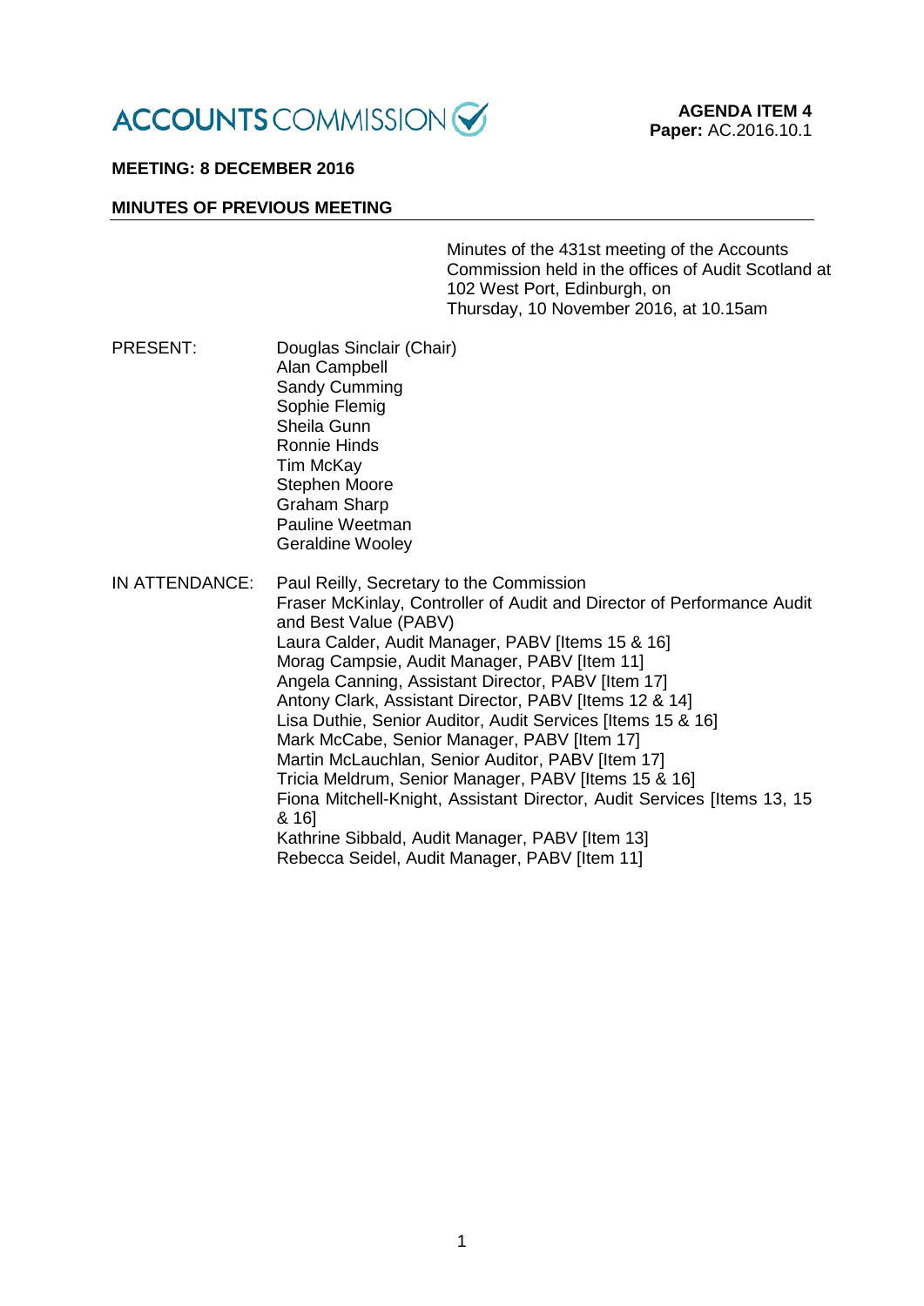ACCOUNTS COMMISSION

**AGENDA ITEM 4**
**Paper:** AC.2016.10.1

**MEETING: 8 DECEMBER 2016**

**MINUTES OF PREVIOUS MEETING**

Minutes of the 431st meeting of the Accounts Commission held in the offices of Audit Scotland at 102 West Port, Edinburgh, on Thursday, 10 November 2016, at 10.15am

PRESENT:

Douglas Sinclair (Chair)
Alan Campbell
Sandy Cumming
Sophie Flemig
Sheila Gunn
Ronnie Hinds
Tim McKay
Stephen Moore
Graham Sharp
Pauline Weetman
Geraldine Wooley

IN ATTENDANCE:

Paul Reilly, Secretary to the Commission
Fraser McKinlay, Controller of Audit and Director of Performance Audit and Best Value (PABV)
Laura Calder, Audit Manager, PABV [Items 15 & 16]
Morag Campsie, Audit Manager, PABV [Item 11]
Angela Canning, Assistant Director, PABV [Item 17]
Antony Clark, Assistant Director, PABV [Items 12 & 14]
Lisa Duthie, Senior Auditor, Audit Services [Items 15 & 16]
Mark McCabe, Senior Manager, PABV [Item 17]
Martin McLauchlan, Senior Auditor, PABV [Item 17]
Tricia Meldrum, Senior Manager, PABV [Items 15 & 16]
Fiona Mitchell-Knight, Assistant Director, Audit Services [Items 13, 15 & 16]
Kathrine Sibbald, Audit Manager, PABV [Item 13]
Rebecca Seidel, Audit Manager, PABV [Item 11]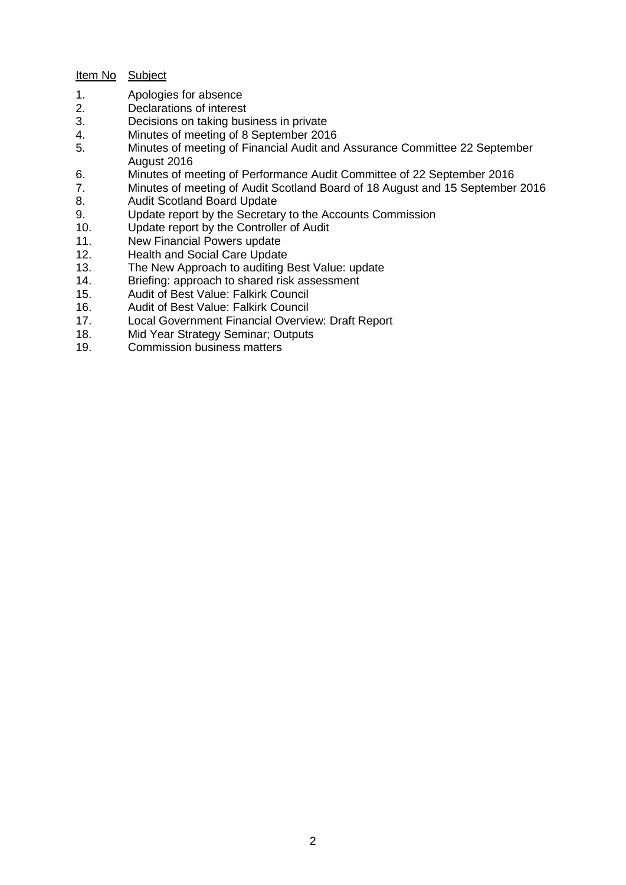| Item No | Subject |
| --- | --- |
| 1. | Apologies for absence |
| 2. | Declarations of interest |
| 3. | Decisions on taking business in private |
| 4. | Minutes of meeting of 8 September 2016 |
| 5. | Minutes of meeting of Financial Audit and Assurance Committee 22 September August 2016 |
| 6. | Minutes of meeting of Performance Audit Committee of 22 September 2016 |
| 7. | Minutes of meeting of Audit Scotland Board of 18 August and 15 September 2016 |
| 8. | Audit Scotland Board Update |
| 9. | Update report by the Secretary to the Accounts Commission |
| 10. | Update report by the Controller of Audit |
| 11. | New Financial Powers update |
| 12. | Health and Social Care Update |
| 13. | The New Approach to auditing Best Value: update |
| 14. | Briefing: approach to shared risk assessment |
| 15. | Audit of Best Value: Falkirk Council |
| 16. | Audit of Best Value: Falkirk Council |
| 17. | Local Government Financial Overview: Draft Report |
| 18. | Mid Year Strategy Seminar; Outputs |
| 19. | Commission business matters |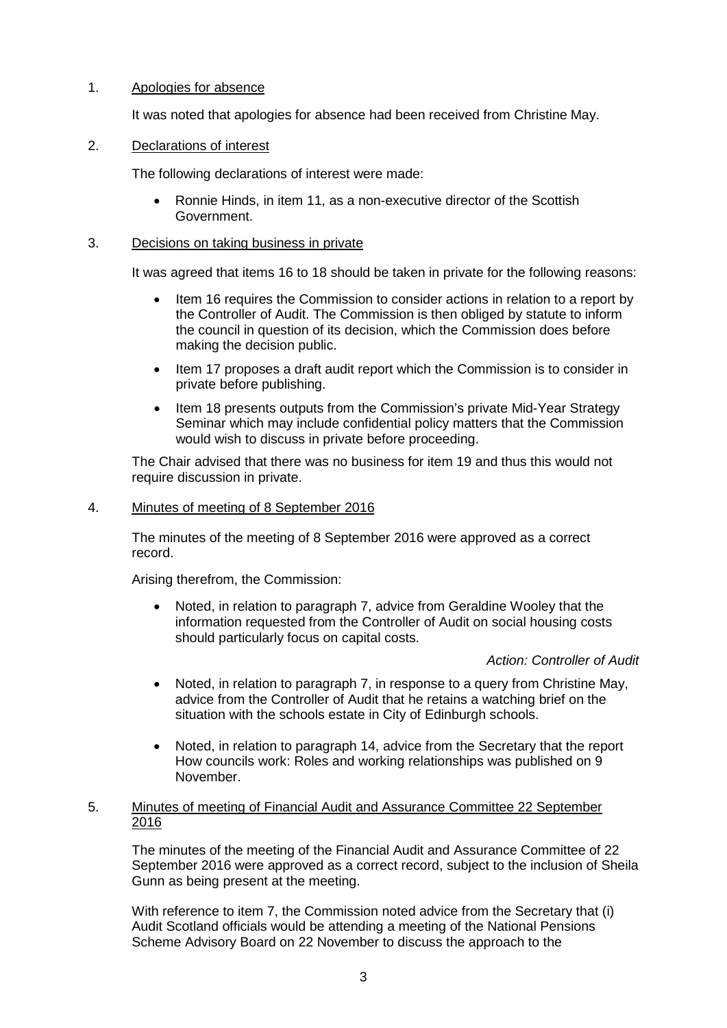1. Apologies for absence

   It was noted that apologies for absence had been received from Christine May.

2. Declarations of interest

   The following declarations of interest were made:

   - Ronnie Hinds, in item 11, as a non-executive director of the Scottish Government.

3. Decisions on taking business in private

   It was agreed that items 16 to 18 should be taken in private for the following reasons:

   - Item 16 requires the Commission to consider actions in relation to a report by the Controller of Audit. The Commission is then obliged by statute to inform the council in question of its decision, which the Commission does before making the decision public.
   - Item 17 proposes a draft audit report which the Commission is to consider in private before publishing.
   - Item 18 presents outputs from the Commission's private Mid-Year Strategy Seminar which may include confidential policy matters that the Commission would wish to discuss in private before proceeding.

   The Chair advised that there was no business for item 19 and thus this would not require discussion in private.

4. Minutes of meeting of 8 September 2016

   The minutes of the meeting of 8 September 2016 were approved as a correct record.

   Arising therefrom, the Commission:

   - Noted, in relation to paragraph 7, advice from Geraldine Wooley that the information requested from the Controller of Audit on social housing costs should particularly focus on capital costs.

     *Action: Controller of Audit*

   - Noted, in relation to paragraph 7, in response to a query from Christine May, advice from the Controller of Audit that he retains a watching brief on the situation with the schools estate in City of Edinburgh schools.
   - Noted, in relation to paragraph 14, advice from the Secretary that the report How councils work: Roles and working relationships was published on 9 November.

5. Minutes of meeting of Financial Audit and Assurance Committee 22 September 2016

   The minutes of the meeting of the Financial Audit and Assurance Committee of 22 September 2016 were approved as a correct record, subject to the inclusion of Sheila Gunn as being present at the meeting.

   With reference to item 7, the Commission noted advice from the Secretary that (i) Audit Scotland officials would be attending a meeting of the National Pensions Scheme Advisory Board on 22 November to discuss the approach to the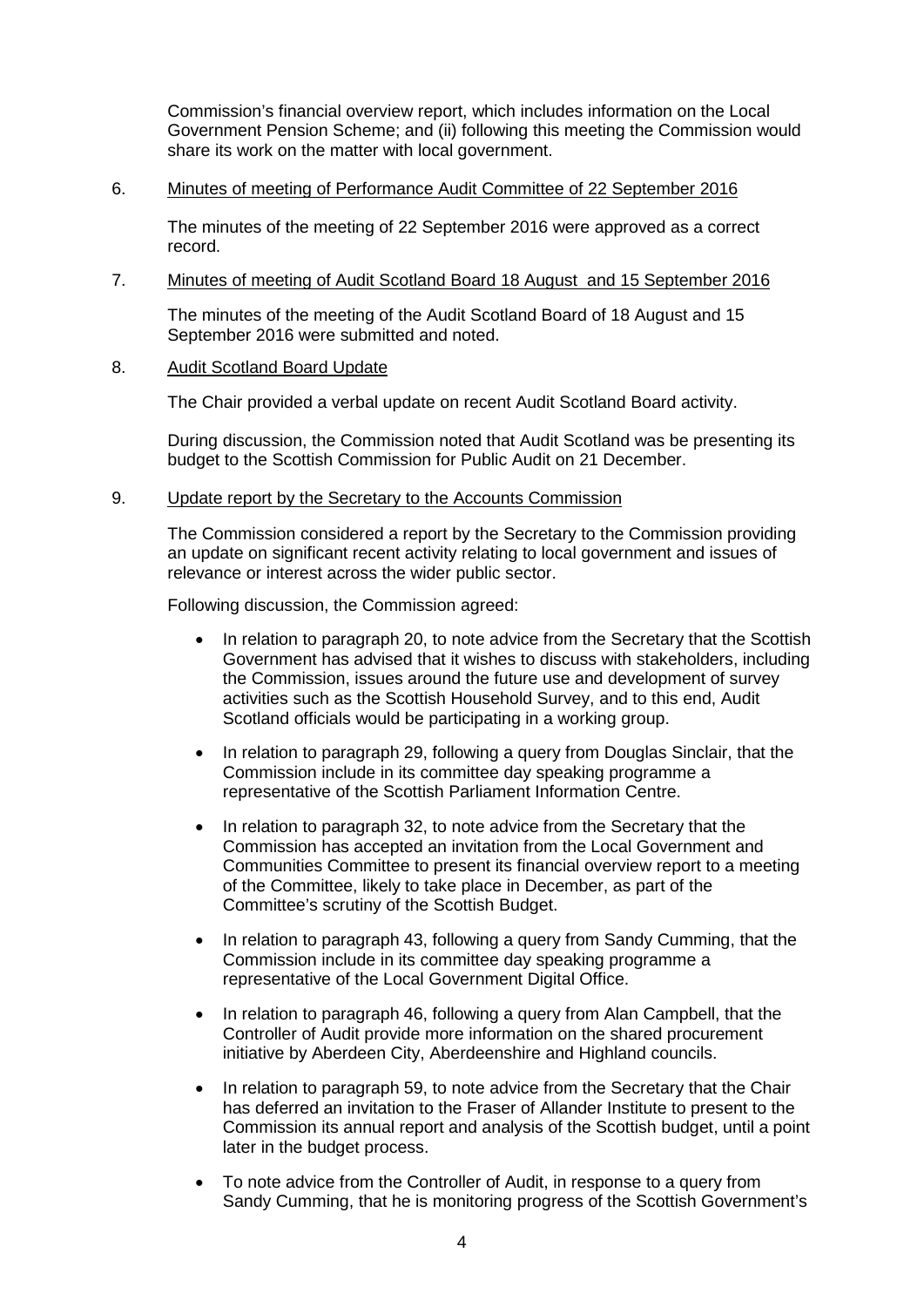Commission's financial overview report, which includes information on the Local Government Pension Scheme; and (ii) following this meeting the Commission would share its work on the matter with local government.

6. Minutes of meeting of Performance Audit Committee of 22 September 2016

   The minutes of the meeting of 22 September 2016 were approved as a correct record.

7. Minutes of meeting of Audit Scotland Board 18 August and 15 September 2016

   The minutes of the meeting of the Audit Scotland Board of 18 August and 15 September 2016 were submitted and noted.

8. Audit Scotland Board Update

   The Chair provided a verbal update on recent Audit Scotland Board activity.

   During discussion, the Commission noted that Audit Scotland was be presenting its budget to the Scottish Commission for Public Audit on 21 December.

9. Update report by the Secretary to the Accounts Commission

   The Commission considered a report by the Secretary to the Commission providing an update on significant recent activity relating to local government and issues of relevance or interest across the wider public sector.

   Following discussion, the Commission agreed:

   - In relation to paragraph 20, to note advice from the Secretary that the Scottish Government has advised that it wishes to discuss with stakeholders, including the Commission, issues around the future use and development of survey activities such as the Scottish Household Survey, and to this end, Audit Scotland officials would be participating in a working group.
   - In relation to paragraph 29, following a query from Douglas Sinclair, that the Commission include in its committee day speaking programme a representative of the Scottish Parliament Information Centre.
   - In relation to paragraph 32, to note advice from the Secretary that the Commission has accepted an invitation from the Local Government and Communities Committee to present its financial overview report to a meeting of the Committee, likely to take place in December, as part of the Committee's scrutiny of the Scottish Budget.
   - In relation to paragraph 43, following a query from Sandy Cumming, that the Commission include in its committee day speaking programme a representative of the Local Government Digital Office.
   - In relation to paragraph 46, following a query from Alan Campbell, that the Controller of Audit provide more information on the shared procurement initiative by Aberdeen City, Aberdeenshire and Highland councils.
   - In relation to paragraph 59, to note advice from the Secretary that the Chair has deferred an invitation to the Fraser of Allander Institute to present to the Commission its annual report and analysis of the Scottish budget, until a point later in the budget process.
   - To note advice from the Controller of Audit, in response to a query from Sandy Cumming, that he is monitoring progress of the Scottish Government's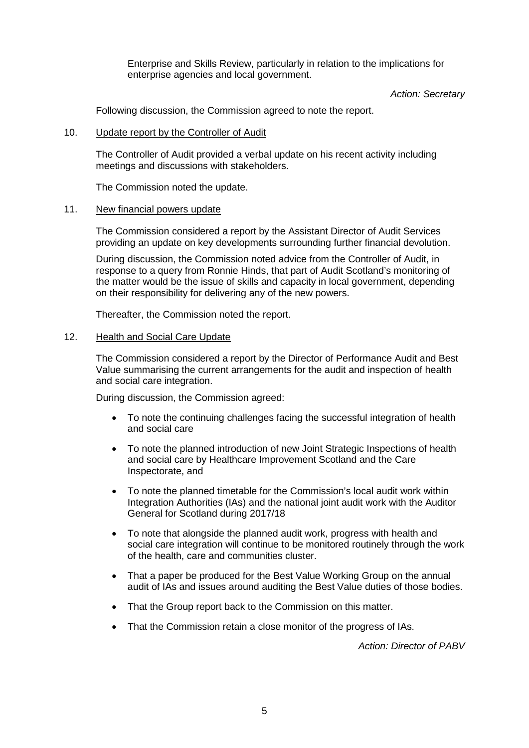Enterprise and Skills Review, particularly in relation to the implications for enterprise agencies and local government.

*Action: Secretary*

Following discussion, the Commission agreed to note the report.

10. Update report by the Controller of Audit

The Controller of Audit provided a verbal update on his recent activity including meetings and discussions with stakeholders.

The Commission noted the update.

11. New financial powers update

The Commission considered a report by the Assistant Director of Audit Services providing an update on key developments surrounding further financial devolution.

During discussion, the Commission noted advice from the Controller of Audit, in response to a query from Ronnie Hinds, that part of Audit Scotland's monitoring of the matter would be the issue of skills and capacity in local government, depending on their responsibility for delivering any of the new powers.

Thereafter, the Commission noted the report.

12. Health and Social Care Update

The Commission considered a report by the Director of Performance Audit and Best Value summarising the current arrangements for the audit and inspection of health and social care integration.

During discussion, the Commission agreed:

- To note the continuing challenges facing the successful integration of health and social care
- To note the planned introduction of new Joint Strategic Inspections of health and social care by Healthcare Improvement Scotland and the Care Inspectorate, and
- To note the planned timetable for the Commission's local audit work within Integration Authorities (IAs) and the national joint audit work with the Auditor General for Scotland during 2017/18
- To note that alongside the planned audit work, progress with health and social care integration will continue to be monitored routinely through the work of the health, care and communities cluster.
- That a paper be produced for the Best Value Working Group on the annual audit of IAs and issues around auditing the Best Value duties of those bodies.
- That the Group report back to the Commission on this matter.
- That the Commission retain a close monitor of the progress of IAs.

*Action: Director of PABV*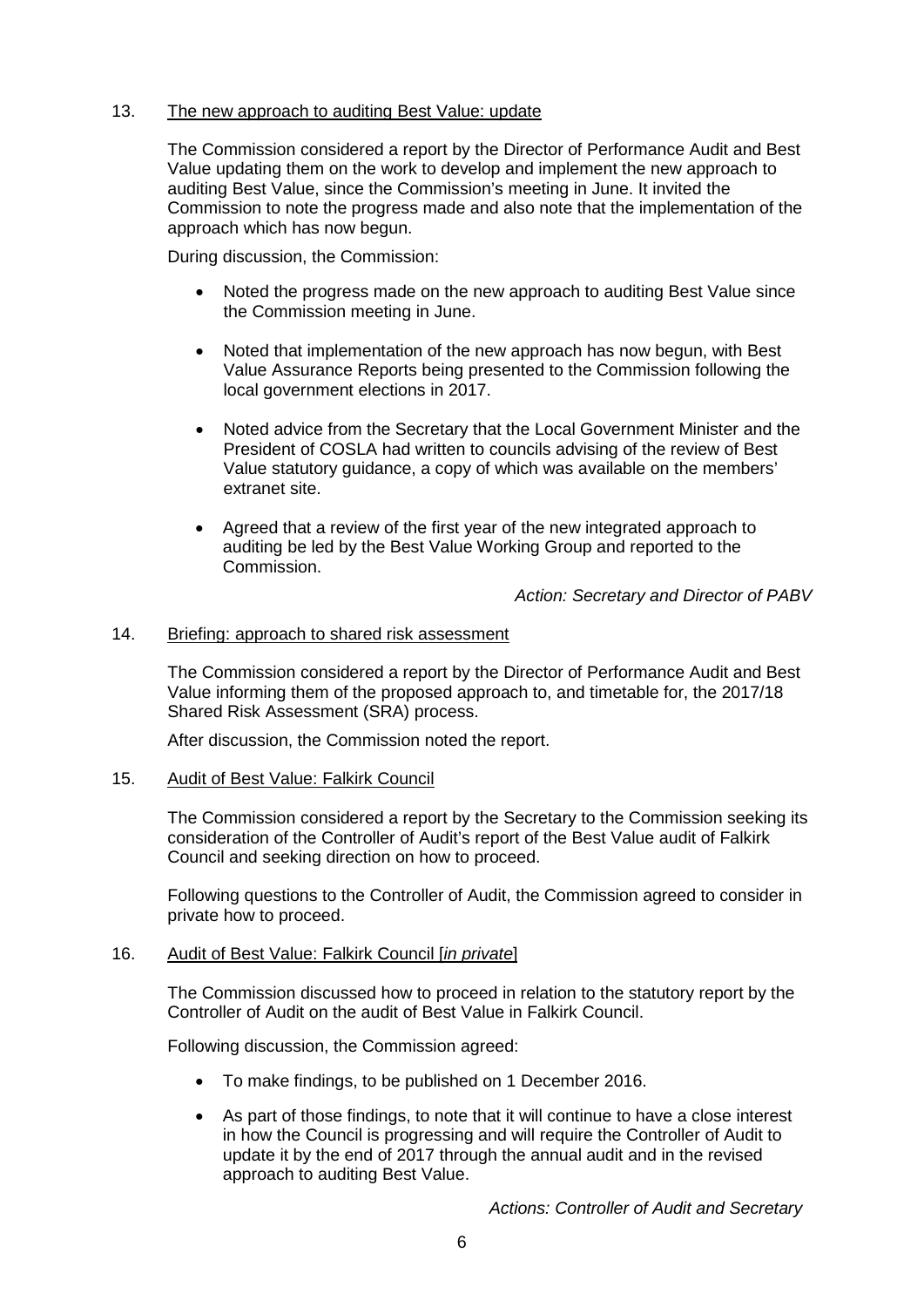13. <u>The new approach to auditing Best Value: update</u>

The Commission considered a report by the Director of Performance Audit and Best Value updating them on the work to develop and implement the new approach to auditing Best Value, since the Commission's meeting in June. It invited the Commission to note the progress made and also note that the implementation of the approach which has now begun.

During discussion, the Commission:

- Noted the progress made on the new approach to auditing Best Value since the Commission meeting in June.
- Noted that implementation of the new approach has now begun, with Best Value Assurance Reports being presented to the Commission following the local government elections in 2017.
- Noted advice from the Secretary that the Local Government Minister and the President of COSLA had written to councils advising of the review of Best Value statutory guidance, a copy of which was available on the members' extranet site.
- Agreed that a review of the first year of the new integrated approach to auditing be led by the Best Value Working Group and reported to the Commission.

*Action: Secretary and Director of PABV*

14. <u>Briefing: approach to shared risk assessment</u>

The Commission considered a report by the Director of Performance Audit and Best Value informing them of the proposed approach to, and timetable for, the 2017/18 Shared Risk Assessment (SRA) process.

After discussion, the Commission noted the report.

15. <u>Audit of Best Value: Falkirk Council</u>

The Commission considered a report by the Secretary to the Commission seeking its consideration of the Controller of Audit's report of the Best Value audit of Falkirk Council and seeking direction on how to proceed.

Following questions to the Controller of Audit, the Commission agreed to consider in private how to proceed.

16. <u>Audit of Best Value: Falkirk Council [*in private*]</u>

The Commission discussed how to proceed in relation to the statutory report by the Controller of Audit on the audit of Best Value in Falkirk Council.

Following discussion, the Commission agreed:

- To make findings, to be published on 1 December 2016.
- As part of those findings, to note that it will continue to have a close interest in how the Council is progressing and will require the Controller of Audit to update it by the end of 2017 through the annual audit and in the revised approach to auditing Best Value.

*Actions: Controller of Audit and Secretary*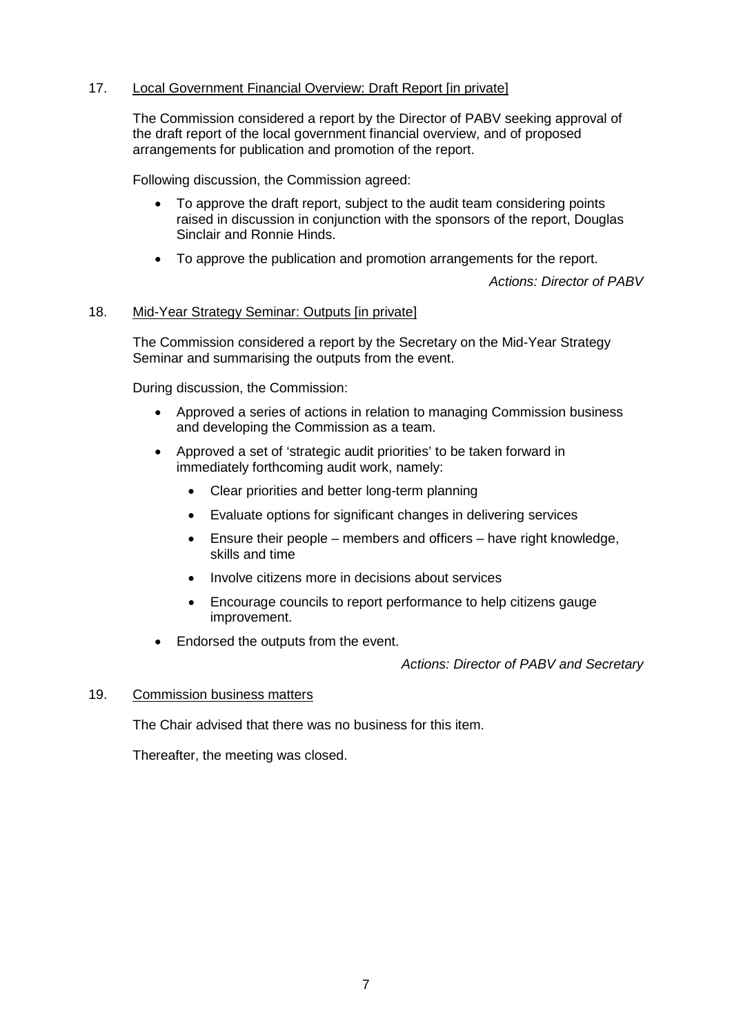17. Local Government Financial Overview: Draft Report [in private]

The Commission considered a report by the Director of PABV seeking approval of the draft report of the local government financial overview, and of proposed arrangements for publication and promotion of the report.

Following discussion, the Commission agreed:

- To approve the draft report, subject to the audit team considering points raised in discussion in conjunction with the sponsors of the report, Douglas Sinclair and Ronnie Hinds.
- To approve the publication and promotion arrangements for the report.

*Actions: Director of PABV*

18. Mid-Year Strategy Seminar: Outputs [in private]

The Commission considered a report by the Secretary on the Mid-Year Strategy Seminar and summarising the outputs from the event.

During discussion, the Commission:

- Approved a series of actions in relation to managing Commission business and developing the Commission as a team.
- Approved a set of 'strategic audit priorities' to be taken forward in immediately forthcoming audit work, namely:
  - Clear priorities and better long-term planning
  - Evaluate options for significant changes in delivering services
  - Ensure their people – members and officers – have right knowledge, skills and time
  - Involve citizens more in decisions about services
  - Encourage councils to report performance to help citizens gauge improvement.
- Endorsed the outputs from the event.

*Actions: Director of PABV and Secretary*

19. Commission business matters

The Chair advised that there was no business for this item.

Thereafter, the meeting was closed.